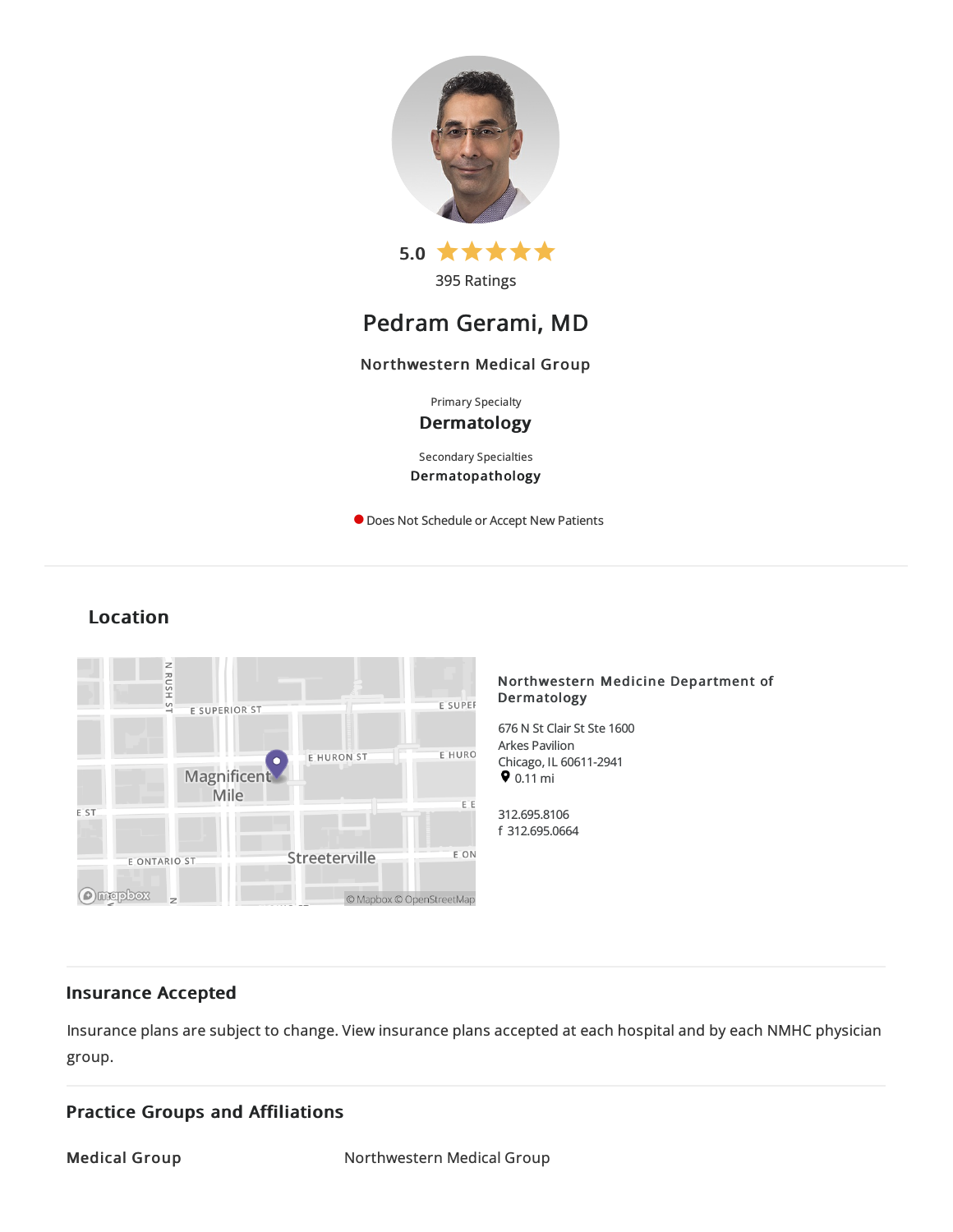5.0 ★★★★★

395 Ratings

# Pedram Gerami, MD

**Northwestern Medical Group**

Primary Specialty

**Dermatology**

Secondary Specialties

**Dermatopathology**

Does Not Schedule or Accept New Patients

## Location

**Northwestern Medicine Department of Dermatology**

676 N St Clair St Ste 1600
Arkes Pavilion
Chicago, IL 60611-2941
0.11 mi

312.695.8106
f 312.695.0664

## Insurance Accepted

Insurance plans are subject to change. View insurance plans accepted at each hospital and by each NMHC physician group.

## Practice Groups and Affiliations

| **Medical Group** | Northwestern Medical Group |
|---|---|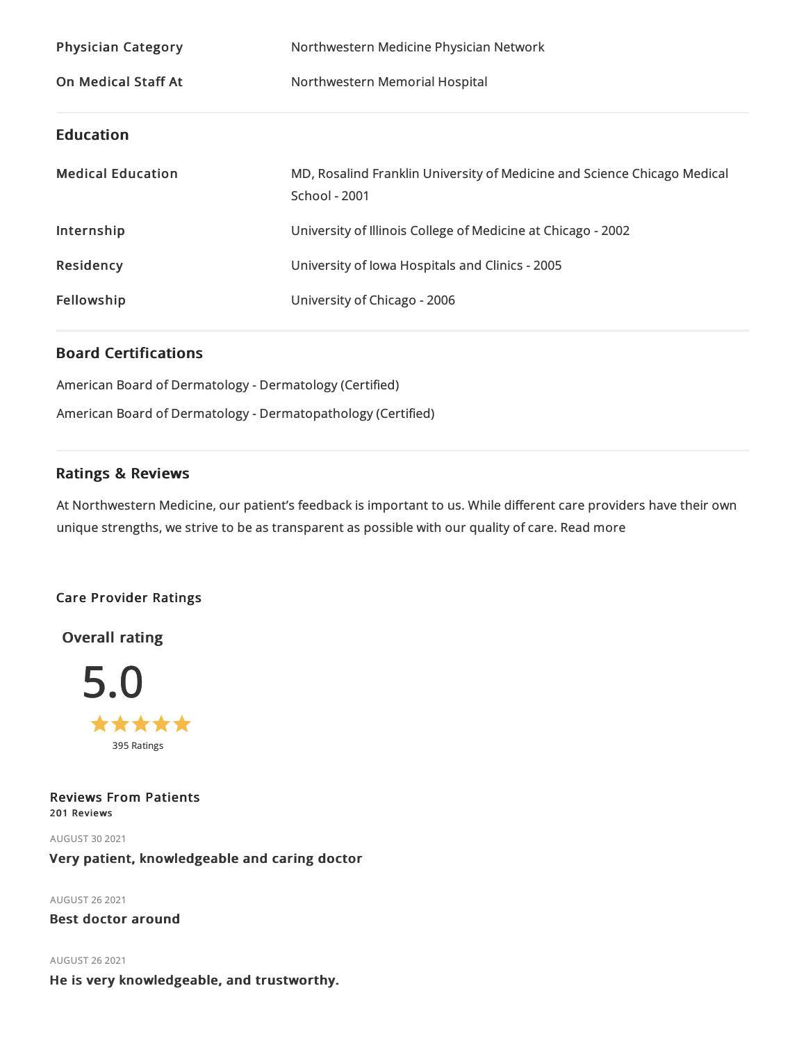| | |
|---|---|
| **Physician Category** | Northwestern Medicine Physician Network |
| **On Medical Staff At** | Northwestern Memorial Hospital |

## Education

| | |
|---|---|
| **Medical Education** | MD, Rosalind Franklin University of Medicine and Science Chicago Medical School - 2001 |
| **Internship** | University of Illinois College of Medicine at Chicago - 2002 |
| **Residency** | University of Iowa Hospitals and Clinics - 2005 |
| **Fellowship** | University of Chicago - 2006 |

## Board Certifications

American Board of Dermatology - Dermatology (Certified)

American Board of Dermatology - Dermatopathology (Certified)

## Ratings & Reviews

At Northwestern Medicine, our patient's feedback is important to us. While different care providers have their own unique strengths, we strive to be as transparent as possible with our quality of care. Read more

### Care Provider Ratings

**Overall rating**

5.0

★★★★★

395 Ratings

### Reviews From Patients

**201 Reviews**

AUGUST 30 2021

**Very patient, knowledgeable and caring doctor**

AUGUST 26 2021

**Best doctor around**

AUGUST 26 2021

**He is very knowledgeable, and trustworthy.**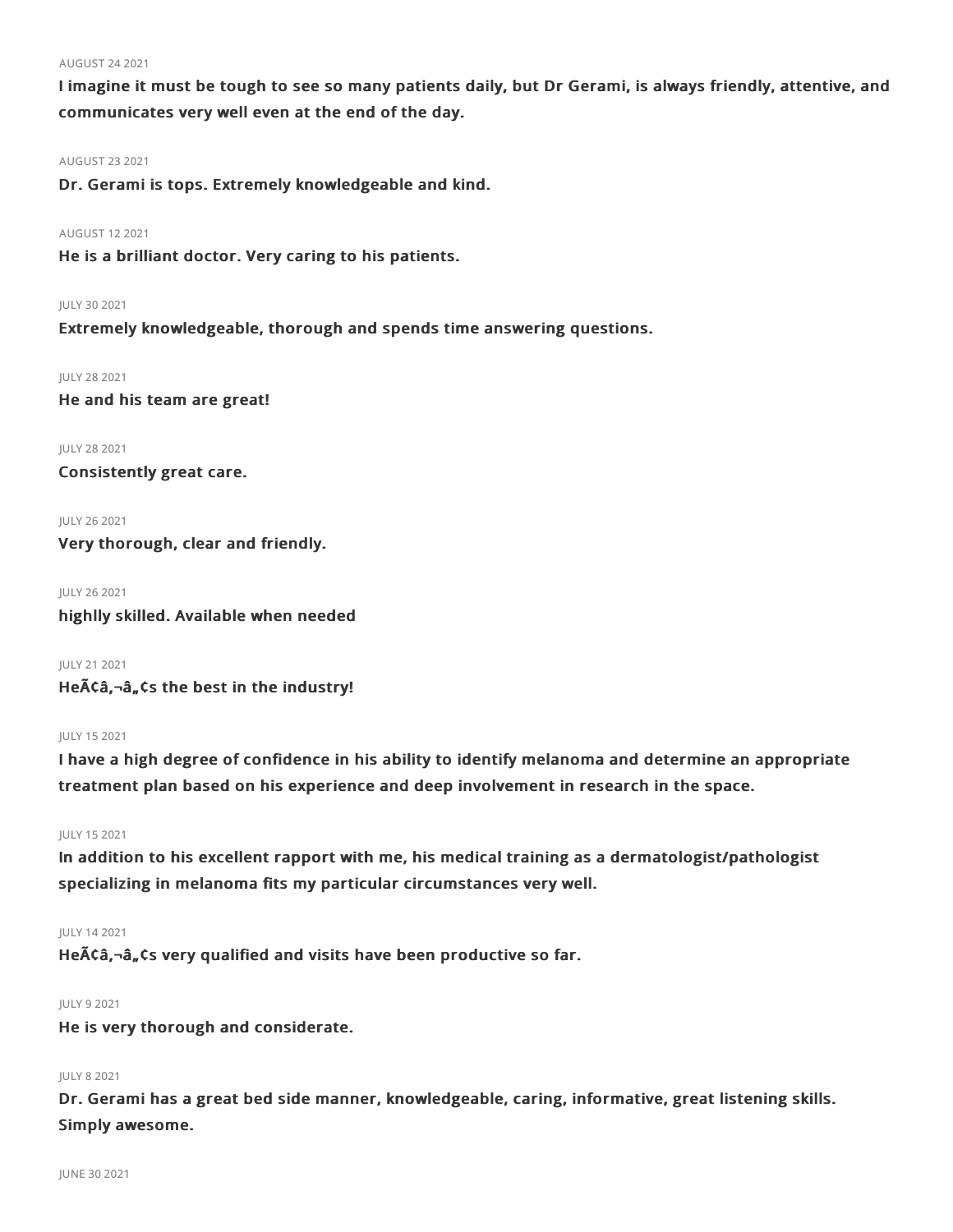AUGUST 24 2021

**I imagine it must be tough to see so many patients daily, but Dr Gerami, is always friendly, attentive, and communicates very well even at the end of the day.**

AUGUST 23 2021

**Dr. Gerami is tops. Extremely knowledgeable and kind.**

AUGUST 12 2021

**He is a brilliant doctor. Very caring to his patients.**

JULY 30 2021

**Extremely knowledgeable, thorough and spends time answering questions.**

JULY 28 2021

**He and his team are great!**

JULY 28 2021

**Consistently great care.**

JULY 26 2021

**Very thorough, clear and friendly.**

JULY 26 2021

**highlly skilled. Available when needed**

JULY 21 2021

**HeÃ¢â‚¬â„¢s the best in the industry!**

JULY 15 2021

**I have a high degree of confidence in his ability to identify melanoma and determine an appropriate treatment plan based on his experience and deep involvement in research in the space.**

JULY 15 2021

**In addition to his excellent rapport with me, his medical training as a dermatologist/pathologist specializing in melanoma fits my particular circumstances very well.**

JULY 14 2021

**HeÃ¢â‚¬â„¢s very qualified and visits have been productive so far.**

JULY 9 2021

**He is very thorough and considerate.**

JULY 8 2021

**Dr. Gerami has a great bed side manner, knowledgeable, caring, informative, great listening skills. Simply awesome.**

JUNE 30 2021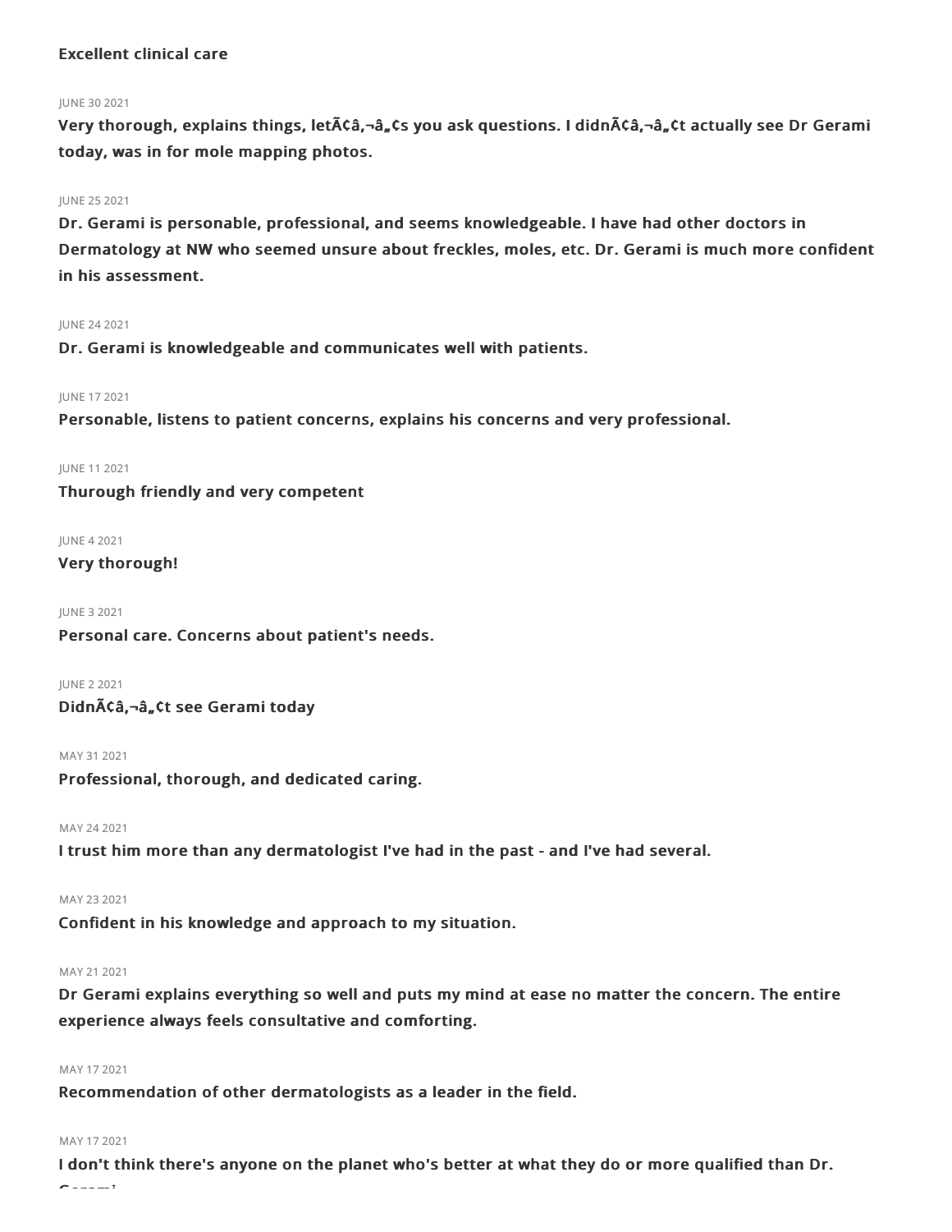**Excellent clinical care**

JUNE 30 2021

**Very thorough, explains things, letÃ¢â‚¬â„¢s you ask questions. I didnÃ¢â‚¬â„¢t actually see Dr Gerami today, was in for mole mapping photos.**

JUNE 25 2021

**Dr. Gerami is personable, professional, and seems knowledgeable. I have had other doctors in Dermatology at NW who seemed unsure about freckles, moles, etc. Dr. Gerami is much more confident in his assessment.**

JUNE 24 2021

**Dr. Gerami is knowledgeable and communicates well with patients.**

JUNE 17 2021

**Personable, listens to patient concerns, explains his concerns and very professional.**

JUNE 11 2021

**Thurough friendly and very competent**

JUNE 4 2021

**Very thorough!**

JUNE 3 2021

**Personal care. Concerns about patient's needs.**

JUNE 2 2021

**DidnÃ¢â‚¬â„¢t see Gerami today**

MAY 31 2021

**Professional, thorough, and dedicated caring.**

MAY 24 2021

**I trust him more than any dermatologist I've had in the past - and I've had several.**

MAY 23 2021

**Confident in his knowledge and approach to my situation.**

MAY 21 2021

**Dr Gerami explains everything so well and puts my mind at ease no matter the concern. The entire experience always feels consultative and comforting.**

MAY 17 2021

**Recommendation of other dermatologists as a leader in the field.**

MAY 17 2021

**I don't think there's anyone on the planet who's better at what they do or more qualified than Dr. Gerami**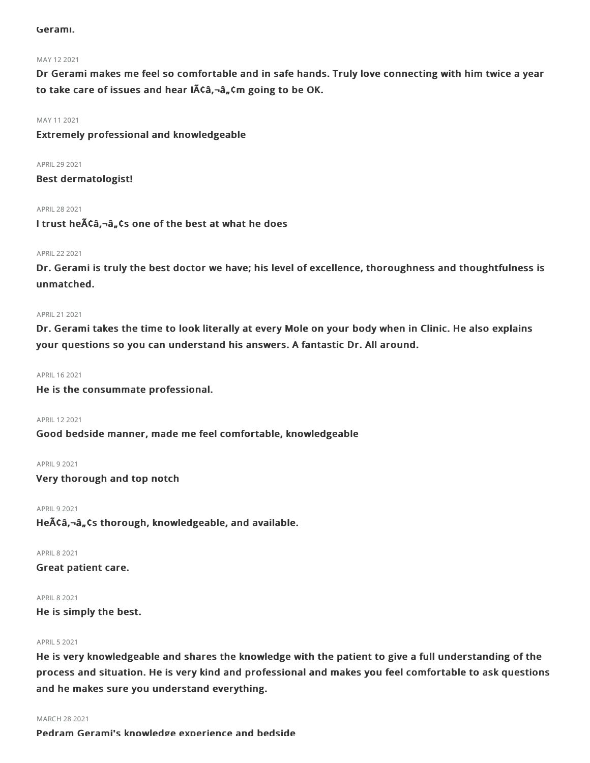Gerami.

MAY 12 2021

**Dr Gerami makes me feel so comfortable and in safe hands. Truly love connecting with him twice a year to take care of issues and hear IÃ¢â‚¬â„¢m going to be OK.**

MAY 11 2021

**Extremely professional and knowledgeable**

APRIL 29 2021

**Best dermatologist!**

APRIL 28 2021

**I trust heÃ¢â‚¬â„¢s one of the best at what he does**

APRIL 22 2021

**Dr. Gerami is truly the best doctor we have; his level of excellence, thoroughness and thoughtfulness is unmatched.**

APRIL 21 2021

**Dr. Gerami takes the time to look literally at every Mole on your body when in Clinic. He also explains your questions so you can understand his answers. A fantastic Dr. All around.**

APRIL 16 2021

**He is the consummate professional.**

APRIL 12 2021

**Good bedside manner, made me feel comfortable, knowledgeable**

APRIL 9 2021

**Very thorough and top notch**

APRIL 9 2021

**HeÃ¢â‚¬â„¢s thorough, knowledgeable, and available.**

APRIL 8 2021

**Great patient care.**

APRIL 8 2021

**He is simply the best.**

APRIL 5 2021

**He is very knowledgeable and shares the knowledge with the patient to give a full understanding of the process and situation. He is very kind and professional and makes you feel comfortable to ask questions and he makes sure you understand everything.**

MARCH 28 2021

**Pedram Gerami's knowledge experience and bedside**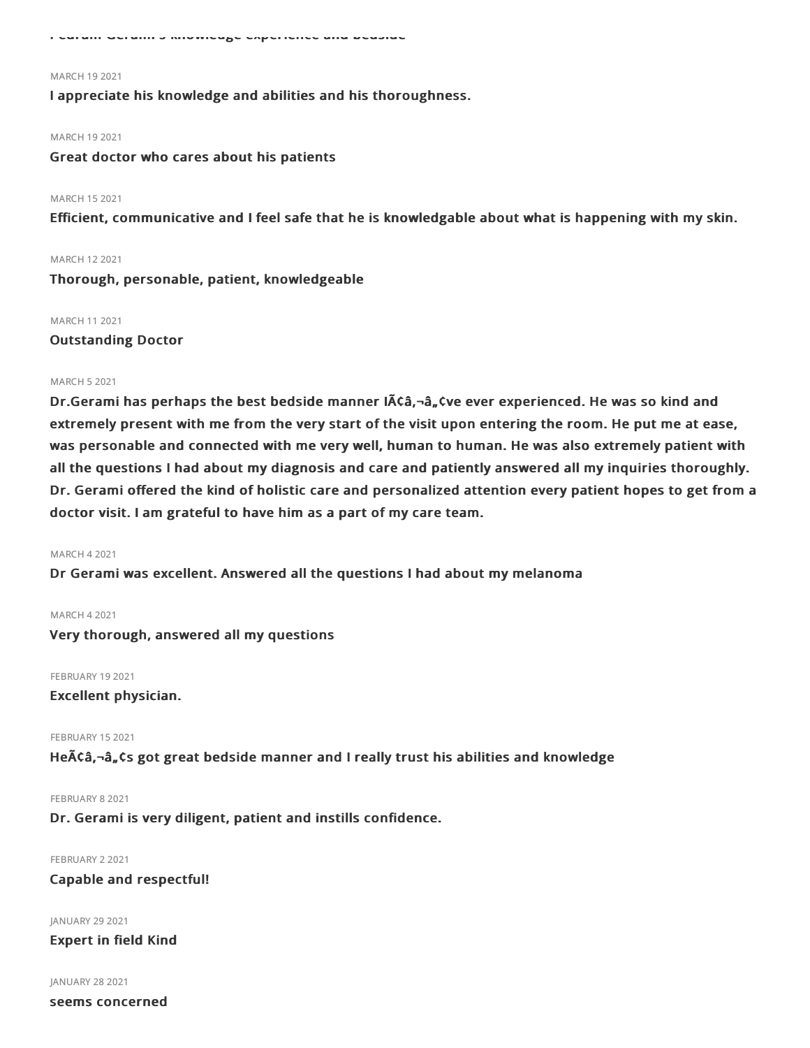Pedram Gerami's knowledge experience and bedside

MARCH 19 2021

**I appreciate his knowledge and abilities and his thoroughness.**

MARCH 19 2021

**Great doctor who cares about his patients**

MARCH 15 2021

**Efficient, communicative and I feel safe that he is knowledgable about what is happening with my skin.**

MARCH 12 2021

**Thorough, personable, patient, knowledgeable**

MARCH 11 2021

**Outstanding Doctor**

MARCH 5 2021

**Dr.Gerami has perhaps the best bedside manner IÃ¢â‚¬â„¢ve ever experienced. He was so kind and extremely present with me from the very start of the visit upon entering the room. He put me at ease, was personable and connected with me very well, human to human. He was also extremely patient with all the questions I had about my diagnosis and care and patiently answered all my inquiries thoroughly. Dr. Gerami offered the kind of holistic care and personalized attention every patient hopes to get from a doctor visit. I am grateful to have him as a part of my care team.**

MARCH 4 2021

**Dr Gerami was excellent. Answered all the questions I had about my melanoma**

MARCH 4 2021

**Very thorough, answered all my questions**

FEBRUARY 19 2021

**Excellent physician.**

FEBRUARY 15 2021

**HeÃ¢â‚¬â„¢s got great bedside manner and I really trust his abilities and knowledge**

FEBRUARY 8 2021

**Dr. Gerami is very diligent, patient and instills confidence.**

FEBRUARY 2 2021

**Capable and respectful!**

JANUARY 29 2021

**Expert in field Kind**

JANUARY 28 2021

**seems concerned**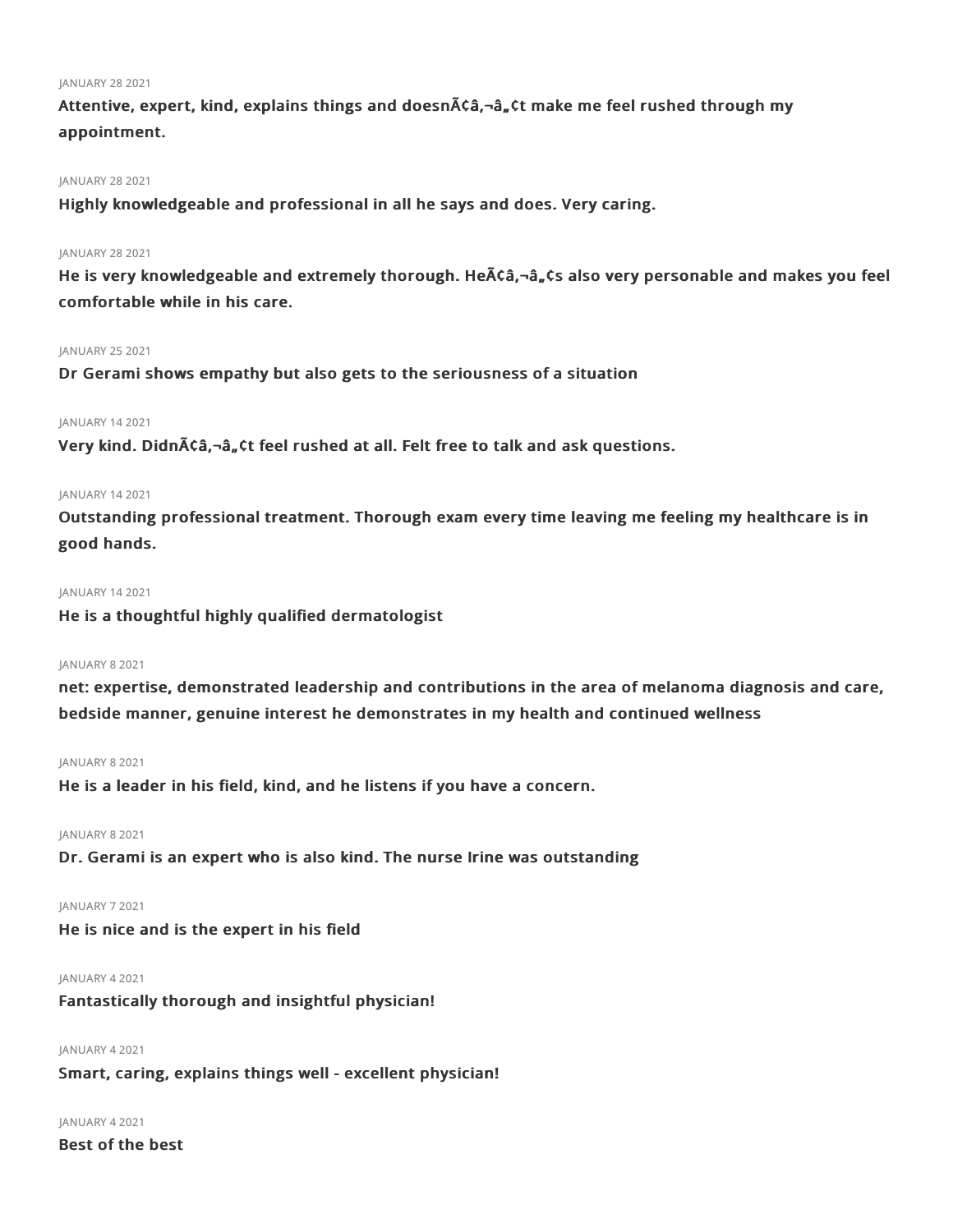JANUARY 28 2021

**Attentive, expert, kind, explains things and doesnÃ¢â‚¬â„¢t make me feel rushed through my appointment.**

JANUARY 28 2021

**Highly knowledgeable and professional in all he says and does. Very caring.**

JANUARY 28 2021

**He is very knowledgeable and extremely thorough. HeÃ¢â‚¬â„¢s also very personable and makes you feel comfortable while in his care.**

JANUARY 25 2021

**Dr Gerami shows empathy but also gets to the seriousness of a situation**

JANUARY 14 2021

**Very kind. DidnÃ¢â‚¬â„¢t feel rushed at all. Felt free to talk and ask questions.**

JANUARY 14 2021

**Outstanding professional treatment. Thorough exam every time leaving me feeling my healthcare is in good hands.**

JANUARY 14 2021

**He is a thoughtful highly qualified dermatologist**

JANUARY 8 2021

**net: expertise, demonstrated leadership and contributions in the area of melanoma diagnosis and care, bedside manner, genuine interest he demonstrates in my health and continued wellness**

JANUARY 8 2021

**He is a leader in his field, kind, and he listens if you have a concern.**

JANUARY 8 2021

**Dr. Gerami is an expert who is also kind. The nurse Irine was outstanding**

JANUARY 7 2021

**He is nice and is the expert in his field**

JANUARY 4 2021

**Fantastically thorough and insightful physician!**

JANUARY 4 2021

**Smart, caring, explains things well - excellent physician!**

JANUARY 4 2021

**Best of the best**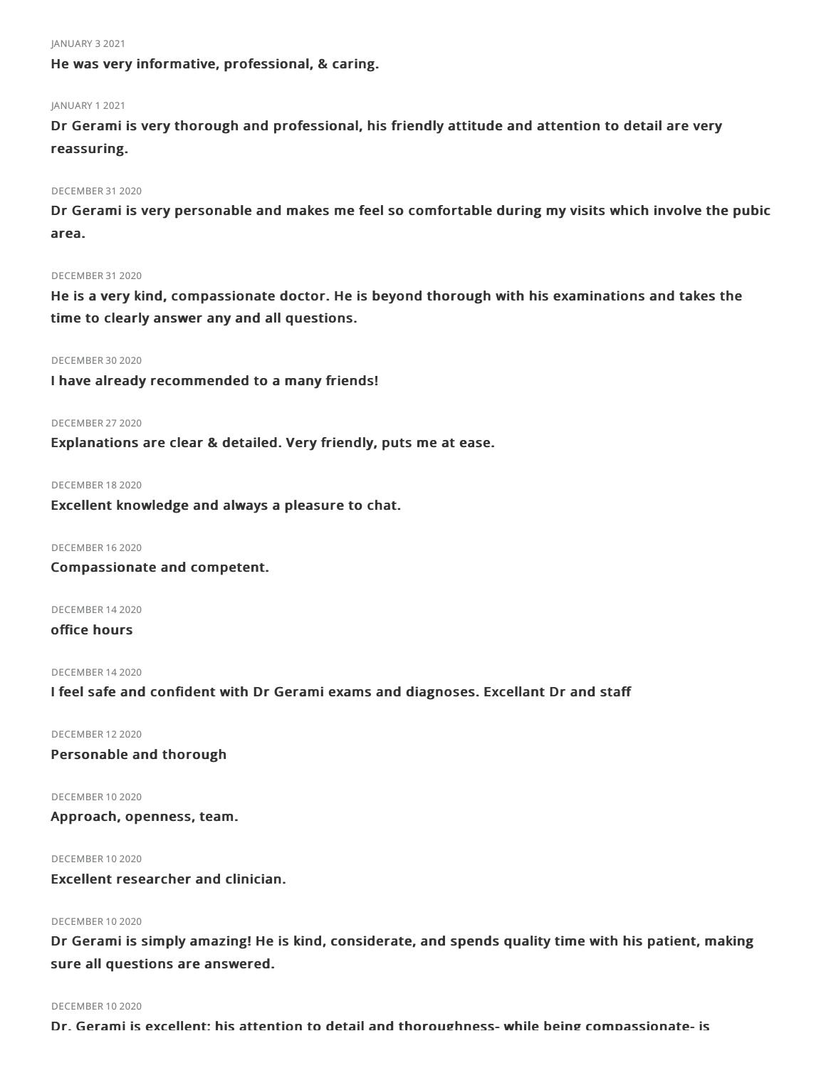JANUARY 3 2021

**He was very informative, professional, & caring.**

JANUARY 1 2021

**Dr Gerami is very thorough and professional, his friendly attitude and attention to detail are very reassuring.**

DECEMBER 31 2020

**Dr Gerami is very personable and makes me feel so comfortable during my visits which involve the pubic area.**

DECEMBER 31 2020

**He is a very kind, compassionate doctor. He is beyond thorough with his examinations and takes the time to clearly answer any and all questions.**

DECEMBER 30 2020

**I have already recommended to a many friends!**

DECEMBER 27 2020

**Explanations are clear & detailed. Very friendly, puts me at ease.**

DECEMBER 18 2020

**Excellent knowledge and always a pleasure to chat.**

DECEMBER 16 2020

**Compassionate and competent.**

DECEMBER 14 2020

**office hours**

DECEMBER 14 2020

**I feel safe and confident with Dr Gerami exams and diagnoses. Excellant Dr and staff**

DECEMBER 12 2020

**Personable and thorough**

DECEMBER 10 2020

**Approach, openness, team.**

DECEMBER 10 2020

**Excellent researcher and clinician.**

DECEMBER 10 2020

**Dr Gerami is simply amazing! He is kind, considerate, and spends quality time with his patient, making sure all questions are answered.**

DECEMBER 10 2020

**Dr. Gerami is excellent: his attention to detail and thoroughness- while being compassionate- is**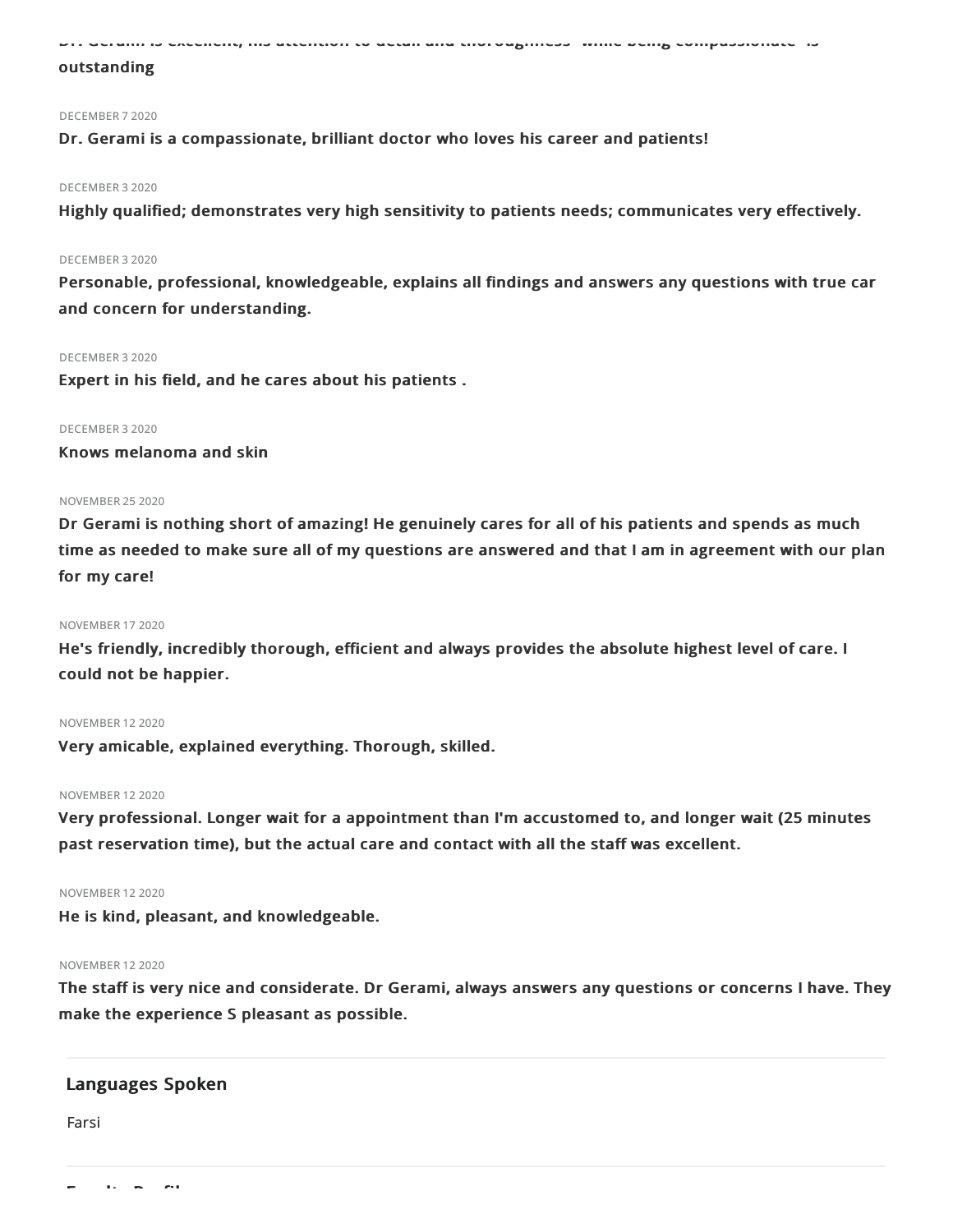**Dr. Gerami is excellent, his attention to detail and thoroughness while being compassionate is outstanding**

DECEMBER 7 2020

**Dr. Gerami is a compassionate, brilliant doctor who loves his career and patients!**

DECEMBER 3 2020

**Highly qualified; demonstrates very high sensitivity to patients needs; communicates very effectively.**

DECEMBER 3 2020

**Personable, professional, knowledgeable, explains all findings and answers any questions with true car and concern for understanding.**

DECEMBER 3 2020

**Expert in his field, and he cares about his patients .**

DECEMBER 3 2020

**Knows melanoma and skin**

NOVEMBER 25 2020

**Dr Gerami is nothing short of amazing! He genuinely cares for all of his patients and spends as much time as needed to make sure all of my questions are answered and that I am in agreement with our plan for my care!**

NOVEMBER 17 2020

**He's friendly, incredibly thorough, efficient and always provides the absolute highest level of care. I could not be happier.**

NOVEMBER 12 2020

**Very amicable, explained everything. Thorough, skilled.**

NOVEMBER 12 2020

**Very professional. Longer wait for a appointment than I'm accustomed to, and longer wait (25 minutes past reservation time), but the actual care and contact with all the staff was excellent.**

NOVEMBER 12 2020

**He is kind, pleasant, and knowledgeable.**

NOVEMBER 12 2020

**The staff is very nice and considerate. Dr Gerami, always answers any questions or concerns I have. They make the experience S pleasant as possible.**

## Languages Spoken

Farsi

## Faculty Profile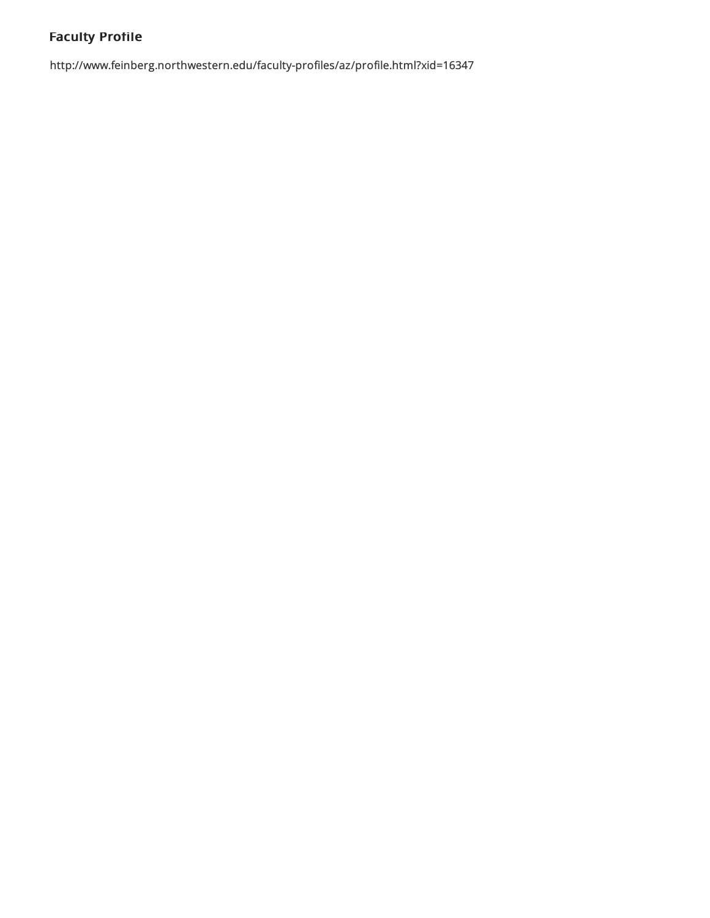## Faculty Profile

http://www.feinberg.northwestern.edu/faculty-profiles/az/profile.html?xid=16347